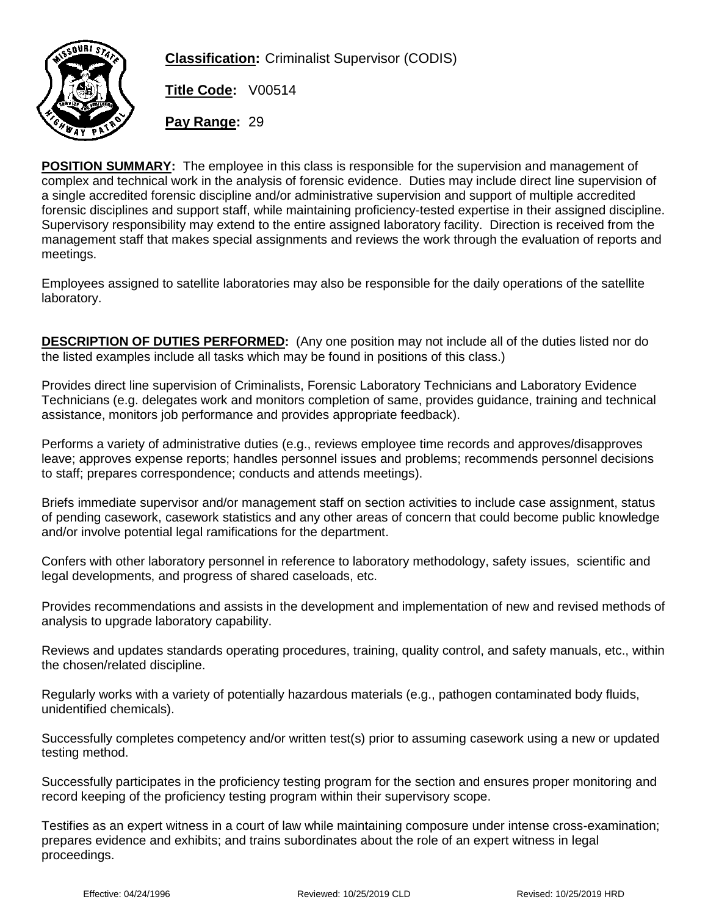**Classification:** Criminalist Supervisor (CODIS)

**Title Code:** V00514

**Pay Range:** 29

**POSITION SUMMARY:** The employee in this class is responsible for the supervision and management of complex and technical work in the analysis of forensic evidence. Duties may include direct line supervision of a single accredited forensic discipline and/or administrative supervision and support of multiple accredited forensic disciplines and support staff, while maintaining proficiency-tested expertise in their assigned discipline. Supervisory responsibility may extend to the entire assigned laboratory facility. Direction is received from the management staff that makes special assignments and reviews the work through the evaluation of reports and meetings.

Employees assigned to satellite laboratories may also be responsible for the daily operations of the satellite laboratory.

**DESCRIPTION OF DUTIES PERFORMED:** (Any one position may not include all of the duties listed nor do the listed examples include all tasks which may be found in positions of this class.)

Provides direct line supervision of Criminalists, Forensic Laboratory Technicians and Laboratory Evidence Technicians (e.g. delegates work and monitors completion of same, provides guidance, training and technical assistance, monitors job performance and provides appropriate feedback).

Performs a variety of administrative duties (e.g., reviews employee time records and approves/disapproves leave; approves expense reports; handles personnel issues and problems; recommends personnel decisions to staff; prepares correspondence; conducts and attends meetings).

Briefs immediate supervisor and/or management staff on section activities to include case assignment, status of pending casework, casework statistics and any other areas of concern that could become public knowledge and/or involve potential legal ramifications for the department.

Confers with other laboratory personnel in reference to laboratory methodology, safety issues, scientific and legal developments, and progress of shared caseloads, etc.

Provides recommendations and assists in the development and implementation of new and revised methods of analysis to upgrade laboratory capability.

Reviews and updates standards operating procedures, training, quality control, and safety manuals, etc., within the chosen/related discipline.

Regularly works with a variety of potentially hazardous materials (e.g., pathogen contaminated body fluids, unidentified chemicals).

Successfully completes competency and/or written test(s) prior to assuming casework using a new or updated testing method.

Successfully participates in the proficiency testing program for the section and ensures proper monitoring and record keeping of the proficiency testing program within their supervisory scope.

Testifies as an expert witness in a court of law while maintaining composure under intense cross-examination; prepares evidence and exhibits; and trains subordinates about the role of an expert witness in legal proceedings.

Effective: 04/24/1996 Reviewed: 10/25/2019 CLD Revised: 10/25/2019 HRD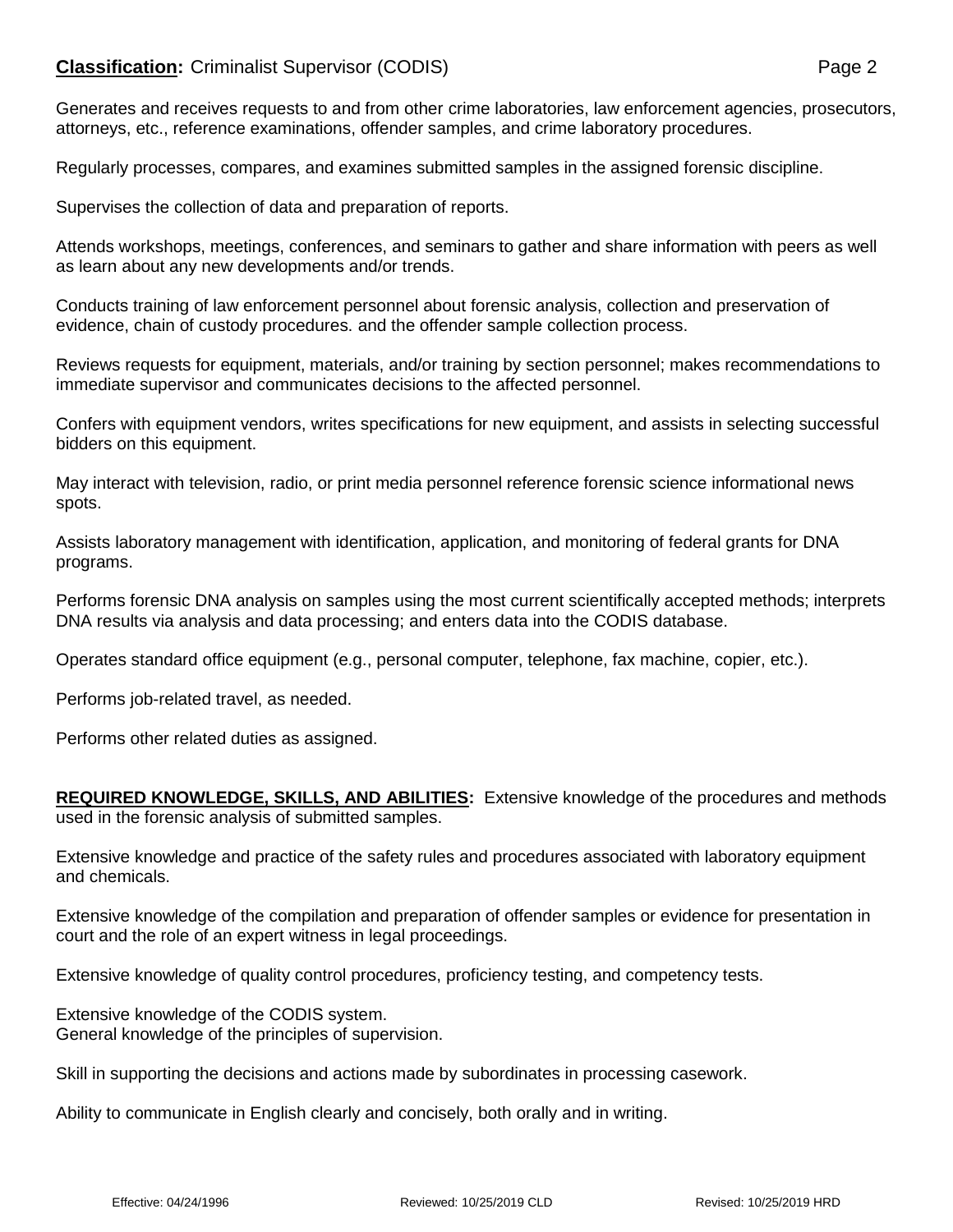Generates and receives requests to and from other crime laboratories, law enforcement agencies, prosecutors, attorneys, etc., reference examinations, offender samples, and crime laboratory procedures.

Regularly processes, compares, and examines submitted samples in the assigned forensic discipline.

Supervises the collection of data and preparation of reports.

Attends workshops, meetings, conferences, and seminars to gather and share information with peers as well as learn about any new developments and/or trends.

Conducts training of law enforcement personnel about forensic analysis, collection and preservation of evidence, chain of custody procedures. and the offender sample collection process.

Reviews requests for equipment, materials, and/or training by section personnel; makes recommendations to immediate supervisor and communicates decisions to the affected personnel.

Confers with equipment vendors, writes specifications for new equipment, and assists in selecting successful bidders on this equipment.

May interact with television, radio, or print media personnel reference forensic science informational news spots.

Assists laboratory management with identification, application, and monitoring of federal grants for DNA programs.

Performs forensic DNA analysis on samples using the most current scientifically accepted methods; interprets DNA results via analysis and data processing; and enters data into the CODIS database.

Operates standard office equipment (e.g., personal computer, telephone, fax machine, copier, etc.).

Performs job-related travel, as needed.

Performs other related duties as assigned.

**REQUIRED KNOWLEDGE, SKILLS, AND ABILITIES:** Extensive knowledge of the procedures and methods used in the forensic analysis of submitted samples.

Extensive knowledge and practice of the safety rules and procedures associated with laboratory equipment and chemicals.

Extensive knowledge of the compilation and preparation of offender samples or evidence for presentation in court and the role of an expert witness in legal proceedings.

Extensive knowledge of quality control procedures, proficiency testing, and competency tests.

Extensive knowledge of the CODIS system.
General knowledge of the principles of supervision.

Skill in supporting the decisions and actions made by subordinates in processing casework.

Ability to communicate in English clearly and concisely, both orally and in writing.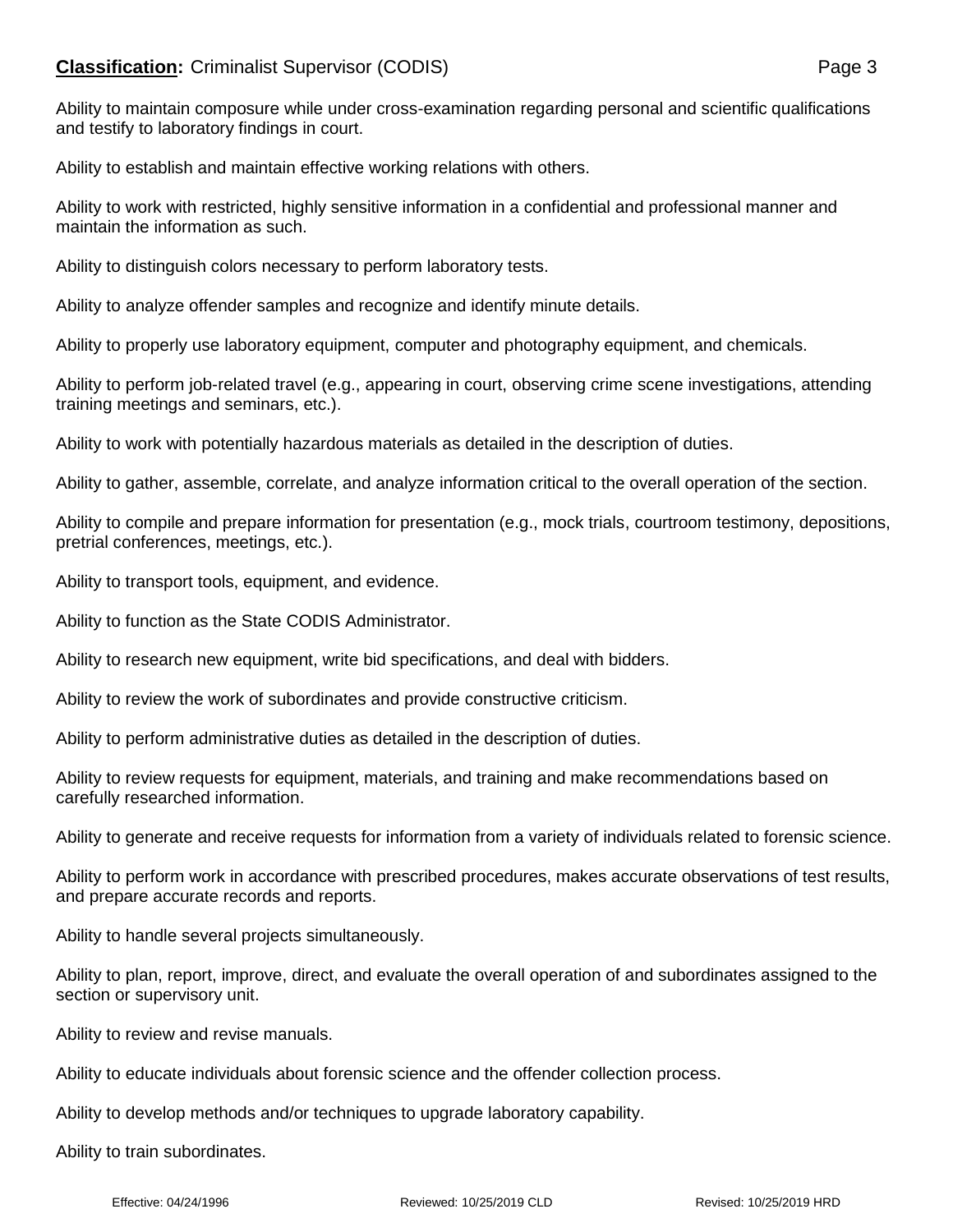Ability to maintain composure while under cross-examination regarding personal and scientific qualifications and testify to laboratory findings in court.

Ability to establish and maintain effective working relations with others.

Ability to work with restricted, highly sensitive information in a confidential and professional manner and maintain the information as such.

Ability to distinguish colors necessary to perform laboratory tests.

Ability to analyze offender samples and recognize and identify minute details.

Ability to properly use laboratory equipment, computer and photography equipment, and chemicals.

Ability to perform job-related travel (e.g., appearing in court, observing crime scene investigations, attending training meetings and seminars, etc.).

Ability to work with potentially hazardous materials as detailed in the description of duties.

Ability to gather, assemble, correlate, and analyze information critical to the overall operation of the section.

Ability to compile and prepare information for presentation (e.g., mock trials, courtroom testimony, depositions, pretrial conferences, meetings, etc.).

Ability to transport tools, equipment, and evidence.

Ability to function as the State CODIS Administrator.

Ability to research new equipment, write bid specifications, and deal with bidders.

Ability to review the work of subordinates and provide constructive criticism.

Ability to perform administrative duties as detailed in the description of duties.

Ability to review requests for equipment, materials, and training and make recommendations based on carefully researched information.

Ability to generate and receive requests for information from a variety of individuals related to forensic science.

Ability to perform work in accordance with prescribed procedures, makes accurate observations of test results, and prepare accurate records and reports.

Ability to handle several projects simultaneously.

Ability to plan, report, improve, direct, and evaluate the overall operation of and subordinates assigned to the section or supervisory unit.

Ability to review and revise manuals.

Ability to educate individuals about forensic science and the offender collection process.

Ability to develop methods and/or techniques to upgrade laboratory capability.

Ability to train subordinates.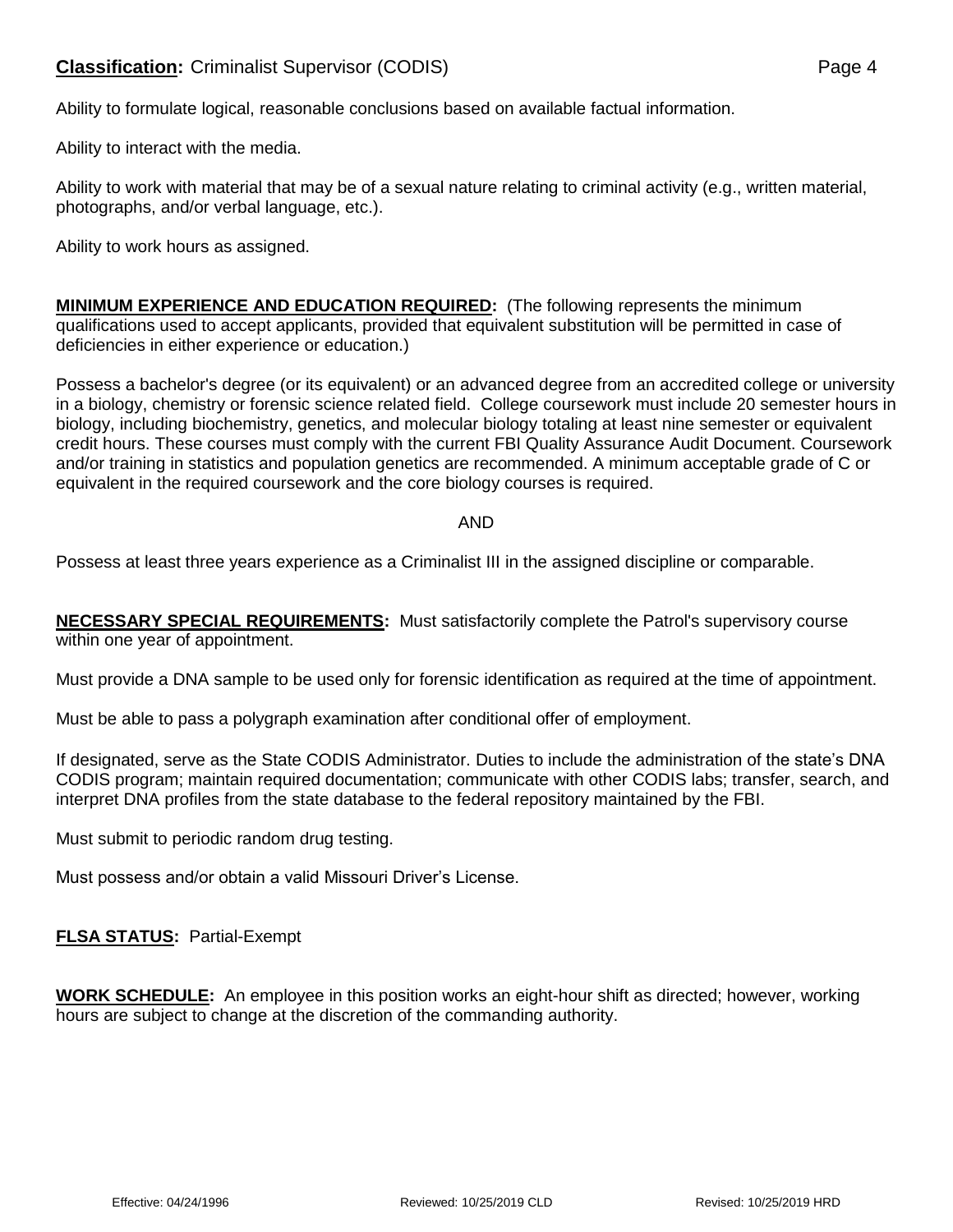Ability to formulate logical, reasonable conclusions based on available factual information.

Ability to interact with the media.

Ability to work with material that may be of a sexual nature relating to criminal activity (e.g., written material, photographs, and/or verbal language, etc.).

Ability to work hours as assigned.

**MINIMUM EXPERIENCE AND EDUCATION REQUIRED:** (The following represents the minimum qualifications used to accept applicants, provided that equivalent substitution will be permitted in case of deficiencies in either experience or education.)

Possess a bachelor's degree (or its equivalent) or an advanced degree from an accredited college or university in a biology, chemistry or forensic science related field. College coursework must include 20 semester hours in biology, including biochemistry, genetics, and molecular biology totaling at least nine semester or equivalent credit hours. These courses must comply with the current FBI Quality Assurance Audit Document. Coursework and/or training in statistics and population genetics are recommended. A minimum acceptable grade of C or equivalent in the required coursework and the core biology courses is required.

AND

Possess at least three years experience as a Criminalist III in the assigned discipline or comparable.

**NECESSARY SPECIAL REQUIREMENTS:** Must satisfactorily complete the Patrol's supervisory course within one year of appointment.

Must provide a DNA sample to be used only for forensic identification as required at the time of appointment.

Must be able to pass a polygraph examination after conditional offer of employment.

If designated, serve as the State CODIS Administrator. Duties to include the administration of the state's DNA CODIS program; maintain required documentation; communicate with other CODIS labs; transfer, search, and interpret DNA profiles from the state database to the federal repository maintained by the FBI.

Must submit to periodic random drug testing.

Must possess and/or obtain a valid Missouri Driver's License.

**FLSA STATUS:** Partial-Exempt

**WORK SCHEDULE:** An employee in this position works an eight-hour shift as directed; however, working hours are subject to change at the discretion of the commanding authority.

Effective: 04/24/1996 Reviewed: 10/25/2019 CLD Revised: 10/25/2019 HRD